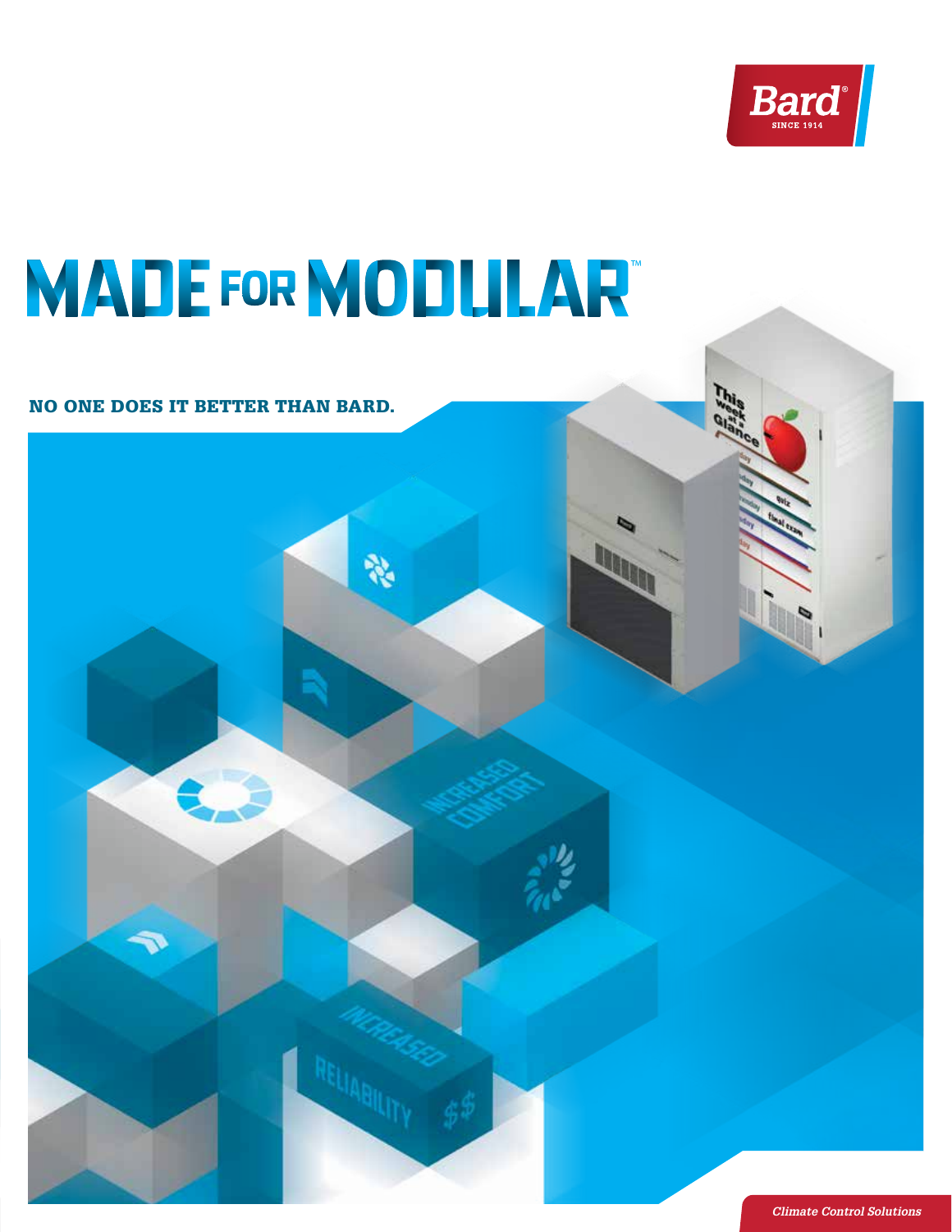Bard®
SINCE 1914

# MADE FOR MODULAR™

## NO ONE DOES IT BETTER THAN BARD.

*Climate Control Solutions*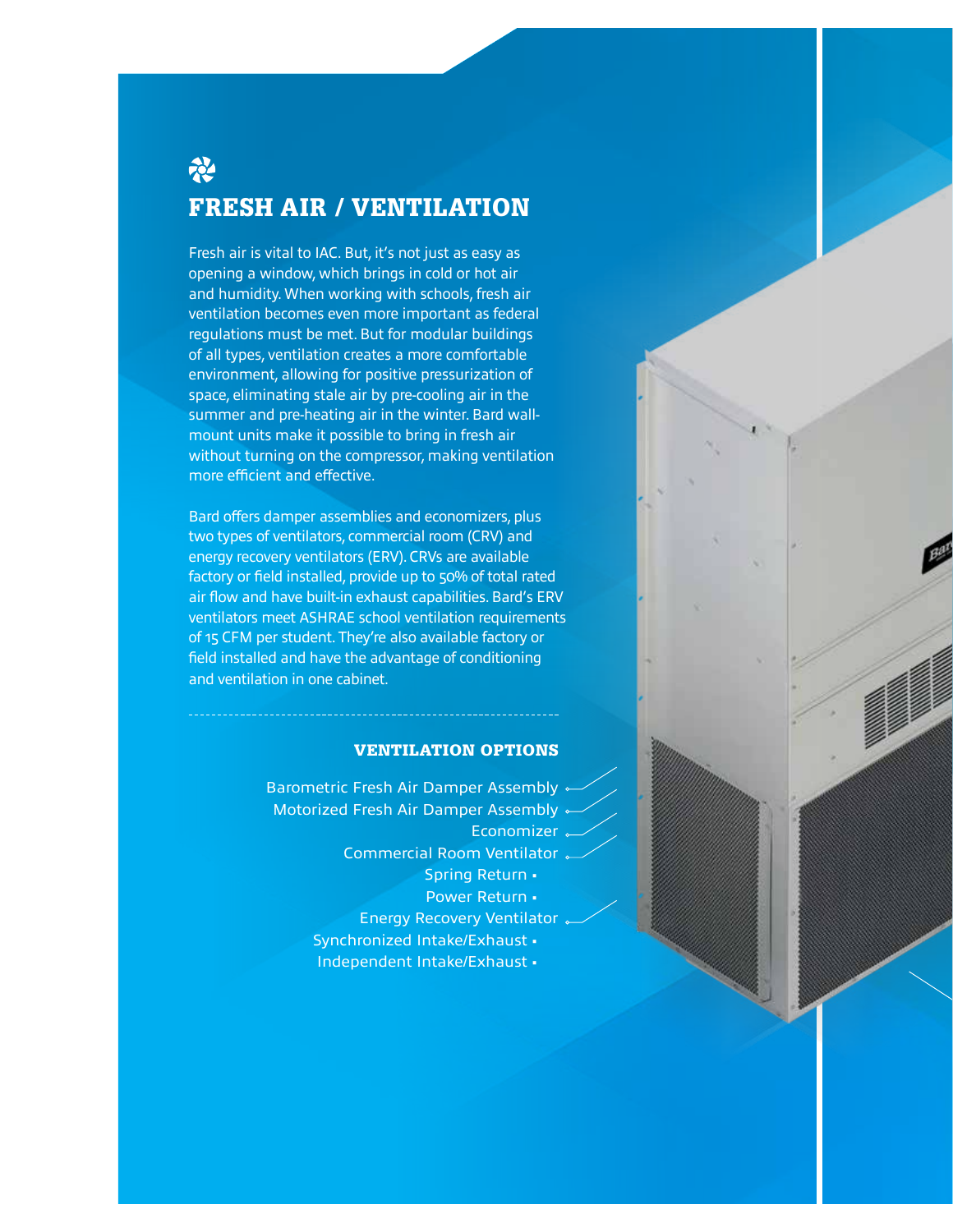# FRESH AIR / VENTILATION

Fresh air is vital to IAC. But, it's not just as easy as opening a window, which brings in cold or hot air and humidity. When working with schools, fresh air ventilation becomes even more important as federal regulations must be met. But for modular buildings of all types, ventilation creates a more comfortable environment, allowing for positive pressurization of space, eliminating stale air by pre-cooling air in the summer and pre-heating air in the winter. Bard wall-mount units make it possible to bring in fresh air without turning on the compressor, making ventilation more efficient and effective.

Bard offers damper assemblies and economizers, plus two types of ventilators, commercial room (CRV) and energy recovery ventilators (ERV). CRVs are available factory or field installed, provide up to 50% of total rated air flow and have built-in exhaust capabilities. Bard's ERV ventilators meet ASHRAE school ventilation requirements of 15 CFM per student. They're also available factory or field installed and have the advantage of conditioning and ventilation in one cabinet.

## VENTILATION OPTIONS

- Barometric Fresh Air Damper Assembly
- Motorized Fresh Air Damper Assembly
- Economizer
- Commercial Room Ventilator
  - Spring Return
  - Power Return
- Energy Recovery Ventilator
  - Synchronized Intake/Exhaust
  - Independent Intake/Exhaust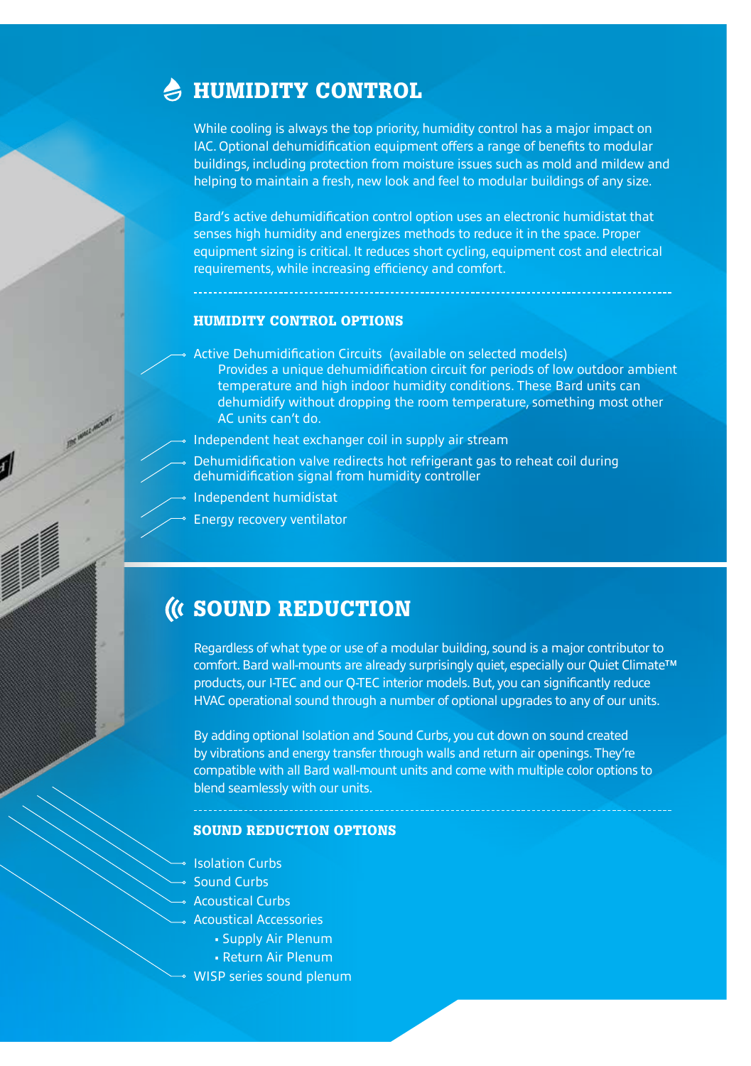## HUMIDITY CONTROL

While cooling is always the top priority, humidity control has a major impact on IAC. Optional dehumidification equipment offers a range of benefits to modular buildings, including protection from moisture issues such as mold and mildew and helping to maintain a fresh, new look and feel to modular buildings of any size.

Bard's active dehumidification control option uses an electronic humidistat that senses high humidity and energizes methods to reduce it in the space. Proper equipment sizing is critical. It reduces short cycling, equipment cost and electrical requirements, while increasing efficiency and comfort.

### HUMIDITY CONTROL OPTIONS

- Active Dehumidification Circuits (available on selected models)
  Provides a unique dehumidification circuit for periods of low outdoor ambient temperature and high indoor humidity conditions. These Bard units can dehumidify without dropping the room temperature, something most other AC units can't do.
- Independent heat exchanger coil in supply air stream
- Dehumidification valve redirects hot refrigerant gas to reheat coil during dehumidification signal from humidity controller
- Independent humidistat
- Energy recovery ventilator

## SOUND REDUCTION

Regardless of what type or use of a modular building, sound is a major contributor to comfort. Bard wall-mounts are already surprisingly quiet, especially our Quiet Climate™ products, our I-TEC and our Q-TEC interior models. But, you can significantly reduce HVAC operational sound through a number of optional upgrades to any of our units.

By adding optional Isolation and Sound Curbs, you cut down on sound created by vibrations and energy transfer through walls and return air openings. They're compatible with all Bard wall-mount units and come with multiple color options to blend seamlessly with our units.

### SOUND REDUCTION OPTIONS

- Isolation Curbs
- Sound Curbs
- Acoustical Curbs
- Acoustical Accessories
  - Supply Air Plenum
  - Return Air Plenum
- WISP series sound plenum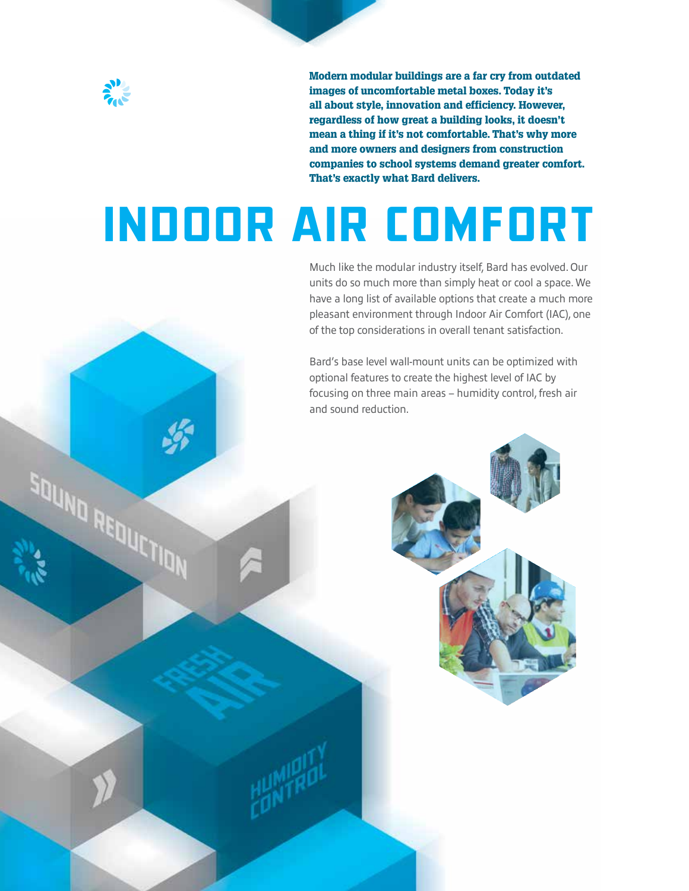**Modern modular buildings are a far cry from outdated images of uncomfortable metal boxes. Today it's all about style, innovation and efficiency. However, regardless of how great a building looks, it doesn't mean a thing if it's not comfortable. That's why more and more owners and designers from construction companies to school systems demand greater comfort. That's exactly what Bard delivers.**

# INDOOR AIR COMFORT

Much like the modular industry itself, Bard has evolved. Our units do so much more than simply heat or cool a space. We have a long list of available options that create a much more pleasant environment through Indoor Air Comfort (IAC), one of the top considerations in overall tenant satisfaction.

Bard's base level wall-mount units can be optimized with optional features to create the highest level of IAC by focusing on three main areas – humidity control, fresh air and sound reduction.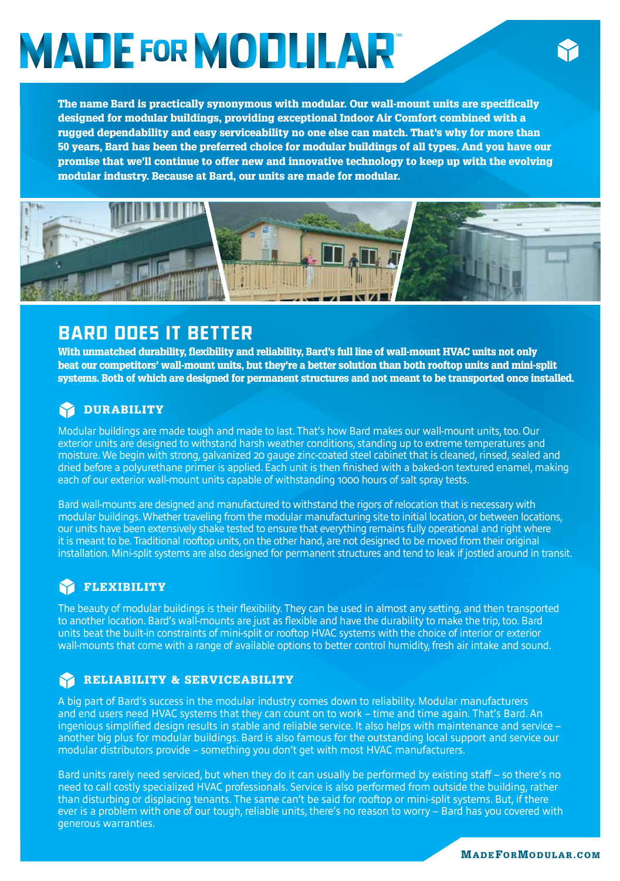# MADE FOR MODULAR™

**The name Bard is practically synonymous with modular. Our wall-mount units are specifically designed for modular buildings, providing exceptional Indoor Air Comfort combined with a rugged dependability and easy serviceability no one else can match. That's why for more than 50 years, Bard has been the preferred choice for modular buildings of all types. And you have our promise that we'll continue to offer new and innovative technology to keep up with the evolving modular industry. Because at Bard, our units are made for modular.**

## BARD DOES IT BETTER

**With unmatched durability, flexibility and reliability, Bard's full line of wall-mount HVAC units not only beat our competitors' wall-mount units, but they're a better solution than both rooftop units and mini-split systems. Both of which are designed for permanent structures and not meant to be transported once installed.**

### DURABILITY

Modular buildings are made tough and made to last. That's how Bard makes our wall-mount units, too. Our exterior units are designed to withstand harsh weather conditions, standing up to extreme temperatures and moisture. We begin with strong, galvanized 20 gauge zinc-coated steel cabinet that is cleaned, rinsed, sealed and dried before a polyurethane primer is applied. Each unit is then finished with a baked-on textured enamel, making each of our exterior wall-mount units capable of withstanding 1000 hours of salt spray tests.

Bard wall-mounts are designed and manufactured to withstand the rigors of relocation that is necessary with modular buildings. Whether traveling from the modular manufacturing site to initial location, or between locations, our units have been extensively shake tested to ensure that everything remains fully operational and right where it is meant to be. Traditional rooftop units, on the other hand, are not designed to be moved from their original installation. Mini-split systems are also designed for permanent structures and tend to leak if jostled around in transit.

### FLEXIBILITY

The beauty of modular buildings is their flexibility. They can be used in almost any setting, and then transported to another location. Bard's wall-mounts are just as flexible and have the durability to make the trip, too. Bard units beat the built-in constraints of mini-split or rooftop HVAC systems with the choice of interior or exterior wall-mounts that come with a range of available options to better control humidity, fresh air intake and sound.

### RELIABILITY & SERVICEABILITY

A big part of Bard's success in the modular industry comes down to reliability. Modular manufacturers and end users need HVAC systems that they can count on to work – time and time again. That's Bard. An ingenious simplified design results in stable and reliable service. It also helps with maintenance and service – another big plus for modular buildings. Bard is also famous for the outstanding local support and service our modular distributors provide – something you don't get with most HVAC manufacturers.

Bard units rarely need serviced, but when they do it can usually be performed by existing staff – so there's no need to call costly specialized HVAC professionals. Service is also performed from outside the building, rather than disturbing or displacing tenants. The same can't be said for rooftop or mini-split systems. But, if there ever is a problem with one of our tough, reliable units, there's no reason to worry – Bard has you covered with generous warranties.

MADEFORMODULAR.COM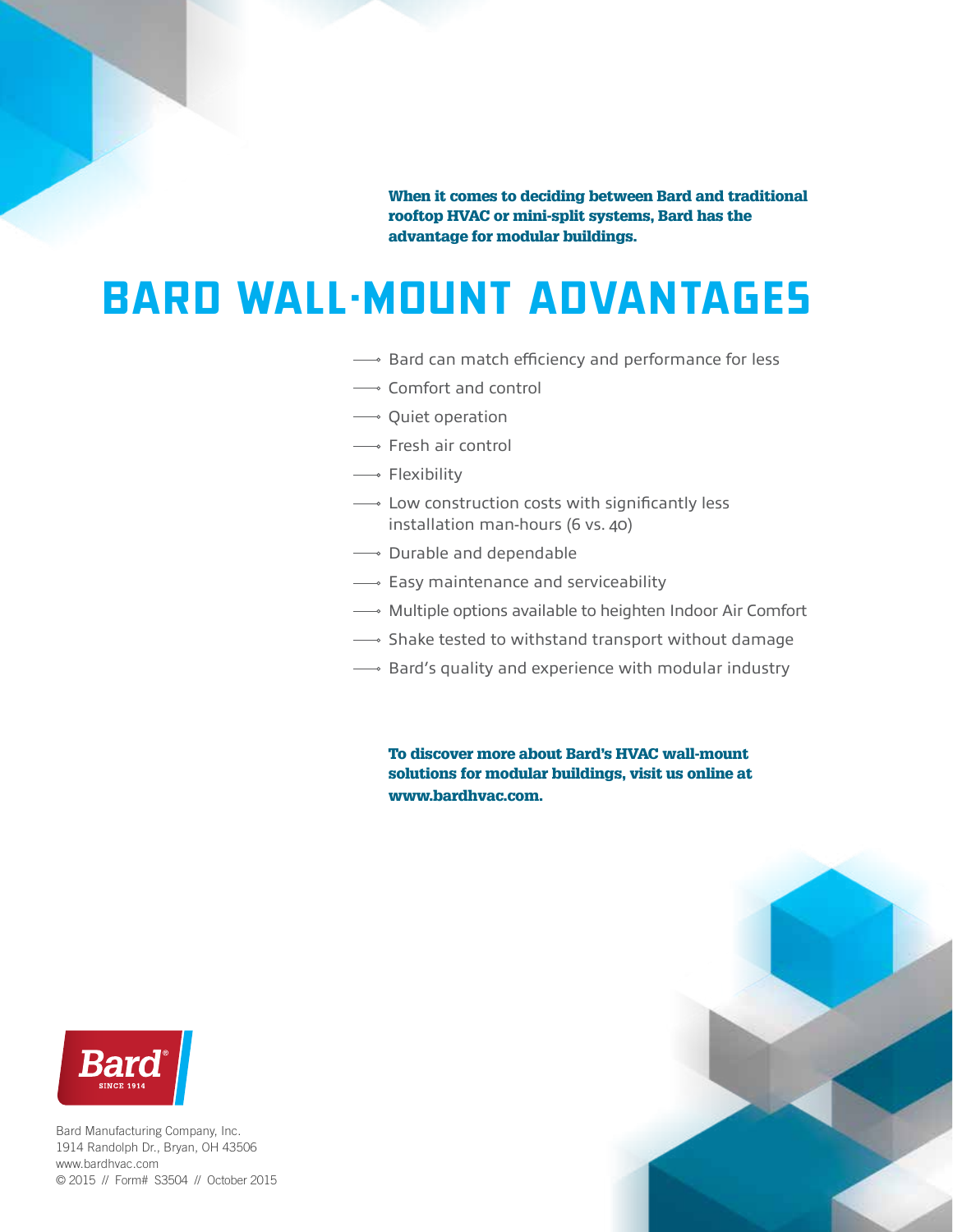**When it comes to deciding between Bard and traditional rooftop HVAC or mini-split systems, Bard has the advantage for modular buildings.**

# BARD WALL-MOUNT ADVANTAGES

- Bard can match efficiency and performance for less
- Comfort and control
- Quiet operation
- Fresh air control
- Flexibility
- Low construction costs with significantly less installation man-hours (6 vs. 40)
- Durable and dependable
- Easy maintenance and serviceability
- Multiple options available to heighten Indoor Air Comfort
- Shake tested to withstand transport without damage
- Bard's quality and experience with modular industry

**To discover more about Bard's HVAC wall-mount solutions for modular buildings, visit us online at www.bardhvac.com.**

Bard
SINCE 1914

Bard Manufacturing Company, Inc.
1914 Randolph Dr., Bryan, OH 43506
www.bardhvac.com
© 2015 // Form# S3504 // October 2015